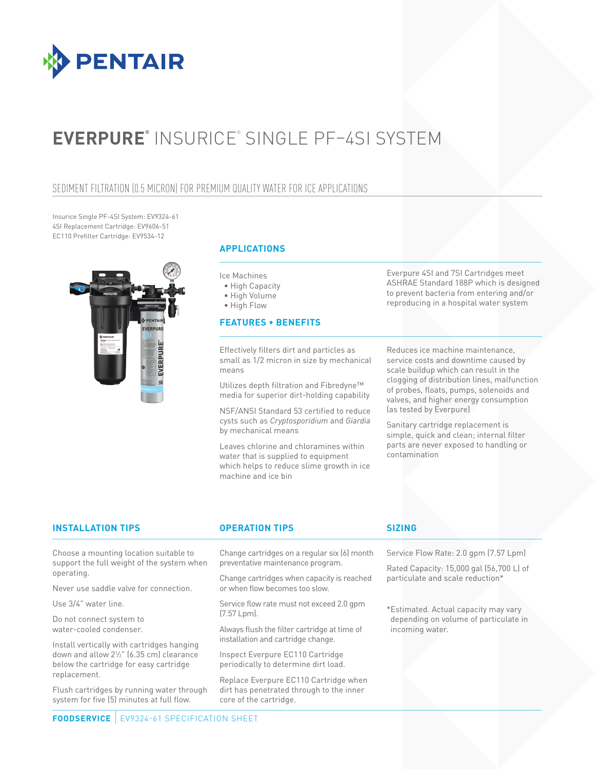# EVERPURE® INSURICE® SINGLE PF-4SI SYSTEM

## SEDIMENT FILTRATION (0.5 MICRON) FOR PREMIUM QUALITY WATER FOR ICE APPLICATIONS

Insurice Single PF-4SI System: EV9324-61
4SI Replacement Cartridge: EV9606-51
EC110 Prefilter Cartridge: EV9534-12

### APPLICATIONS

Ice Machines

- High Capacity
- High Volume
- High Flow

Everpure 4SI and 7SI Cartridges meet ASHRAE Standard 188P which is designed to prevent bacteria from entering and/or reproducing in a hospital water system

### FEATURES • BENEFITS

Effectively filters dirt and particles as small as 1/2 micron in size by mechanical means

Utilizes depth filtration and Fibredyne™ media for superior dirt-holding capability

NSF/ANSI Standard 53 certified to reduce cysts such as *Cryptosporidium* and *Giardia* by mechanical means

Leaves chlorine and chloramines within water that is supplied to equipment which helps to reduce slime growth in ice machine and ice bin

Reduces ice machine maintenance, service costs and downtime caused by scale buildup which can result in the clogging of distribution lines, malfunction of probes, floats, pumps, solenoids and valves, and higher energy consumption (as tested by Everpure)

Sanitary cartridge replacement is simple, quick and clean; internal filter parts are never exposed to handling or contamination

### INSTALLATION TIPS

Choose a mounting location suitable to support the full weight of the system when operating.

Never use saddle valve for connection.

Use 3/4" water line.

Do not connect system to water-cooled condenser.

Install vertically with cartridges hanging down and allow 2½" (6.35 cm) clearance below the cartridge for easy cartridge replacement.

Flush cartridges by running water through system for five (5) minutes at full flow.

### OPERATION TIPS

Change cartridges on a regular six (6) month preventative maintenance program.

Change cartridges when capacity is reached or when flow becomes too slow.

Service flow rate must not exceed 2.0 gpm (7.57 Lpm).

Always flush the filter cartridge at time of installation and cartridge change.

Inspect Everpure EC110 Cartridge periodically to determine dirt load.

Replace Everpure EC110 Cartridge when dirt has penetrated through to the inner core of the cartridge.

### SIZING

Service Flow Rate: 2.0 gpm (7.57 Lpm)

Rated Capacity: 15,000 gal (56,700 L) of particulate and scale reduction*

*Estimated. Actual capacity may vary depending on volume of particulate in incoming water.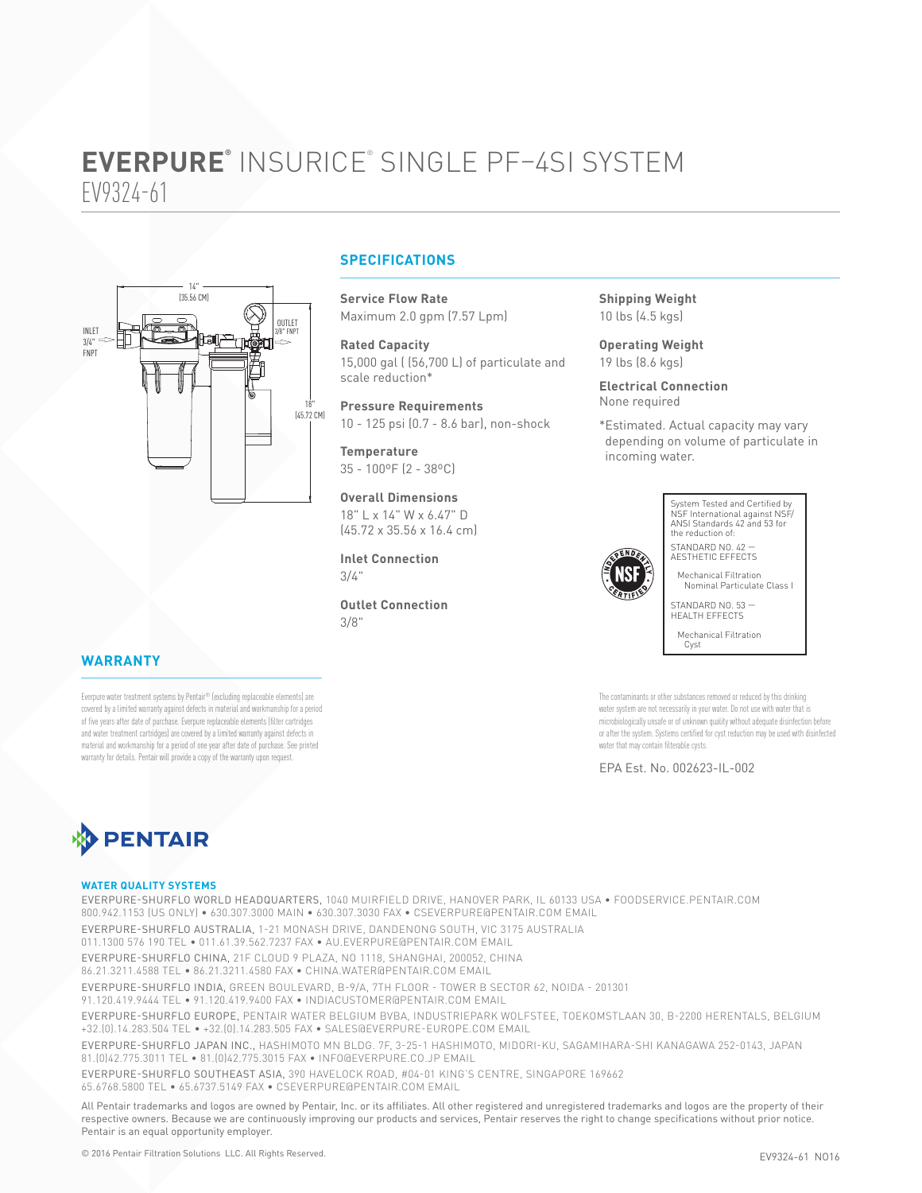# EVERPURE® INSURICE® SINGLE PF–4SI SYSTEM

EV9324-61

14"
(35.56 CM)

INLET
3/4"
FNPT

OUTLET
3/8" FNPT

18"
(45.72 CM)

## SPECIFICATIONS

**Service Flow Rate**
Maximum 2.0 gpm (7.57 Lpm)

**Rated Capacity**
15,000 gal ( (56,700 L) of particulate and scale reduction*

**Pressure Requirements**
10 - 125 psi (0.7 - 8.6 bar), non-shock

**Temperature**
35 - 100ºF (2 - 38ºC)

**Overall Dimensions**
18" L x 14" W x 6.47" D
(45.72 x 35.56 x 16.4 cm)

**Inlet Connection**
3/4"

**Outlet Connection**
3/8"

**Shipping Weight**
10 lbs (4.5 kgs)

**Operating Weight**
19 lbs (8.6 kgs)

**Electrical Connection**
None required

*Estimated. Actual capacity may vary depending on volume of particulate in incoming water.

System Tested and Certified by NSF International against NSF/ANSI Standards 42 and 53 for the reduction of:

STANDARD NO. 42 — AESTHETIC EFFECTS

Mechanical Filtration
Nominal Particulate Class I

STANDARD NO. 53 — HEALTH EFFECTS

Mechanical Filtration
Cyst

The contaminants or other substances removed or reduced by this drinking water system are not necessarily in your water. Do not use with water that is microbiologically unsafe or of unknown quality without adequate disinfection before or after the system. Systems certified for cyst reduction may be used with disinfected water that may contain filterable cysts.

EPA Est. No. 002623-IL-002

## WARRANTY

Everpure water treatment systems by Pentair® (excluding replaceable elements) are covered by a limited warranty against defects in material and workmanship for a period of five years after date of purchase. Everpure replaceable elements (filter cartridges and water treatment cartridges) are covered by a limited warranty against defects in material and workmanship for a period of one year after date of purchase. See printed warranty for details. Pentair will provide a copy of the warranty upon request.

PENTAIR

**WATER QUALITY SYSTEMS**

EVERPURE-SHURFLO WORLD HEADQUARTERS, 1040 MUIRFIELD DRIVE, HANOVER PARK, IL 60133 USA • FOODSERVICE.PENTAIR.COM
800.942.1153 (US ONLY) • 630.307.3000 MAIN • 630.307.3030 FAX • CSEVERPURE@PENTAIR.COM EMAIL

EVERPURE-SHURFLO AUSTRALIA, 1-21 MONASH DRIVE, DANDENONG SOUTH, VIC 3175 AUSTRALIA
011.1300 576 190 TEL • 011.61.39.562.7237 FAX • AU.EVERPURE@PENTAIR.COM EMAIL

EVERPURE-SHURFLO CHINA, 21F CLOUD 9 PLAZA, NO 1118, SHANGHAI, 200052, CHINA
86.21.3211.4588 TEL • 86.21.3211.4580 FAX • CHINA.WATER@PENTAIR.COM EMAIL

EVERPURE-SHURFLO INDIA, GREEN BOULEVARD, B-9/A, 7TH FLOOR - TOWER B SECTOR 62, NOIDA - 201301
91.120.419.9444 TEL • 91.120.419.9400 FAX • INDIACUSTOMER@PENTAIR.COM EMAIL

EVERPURE-SHURFLO EUROPE, PENTAIR WATER BELGIUM BVBA, INDUSTRIEPARK WOLFSTEE, TOEKOMSTLAAN 30, B-2200 HERENTALS, BELGIUM
+32.(0).14.283.504 TEL • +32.(0).14.283.505 FAX • SALES@EVERPURE-EUROPE.COM EMAIL

EVERPURE-SHURFLO JAPAN INC., HASHIMOTO MN BLDG. 7F, 3-25-1 HASHIMOTO, MIDORI-KU, SAGAMIHARA-SHI KANAGAWA 252-0143, JAPAN
81.(0)42.775.3011 TEL • 81.(0)42.775.3015 FAX • INFO@EVERPURE.CO.JP EMAIL

EVERPURE-SHURFLO SOUTHEAST ASIA, 390 HAVELOCK ROAD, #04-01 KING'S CENTRE, SINGAPORE 169662
65.6768.5800 TEL • 65.6737.5149 FAX • CSEVERPURE@PENTAIR.COM EMAIL

All Pentair trademarks and logos are owned by Pentair, Inc. or its affiliates. All other registered and unregistered trademarks and logos are the property of their respective owners. Because we are continuously improving our products and services, Pentair reserves the right to change specifications without prior notice. Pentair is an equal opportunity employer.

© 2016 Pentair Filtration Solutions LLC. All Rights Reserved.

EV9324-61 NO16